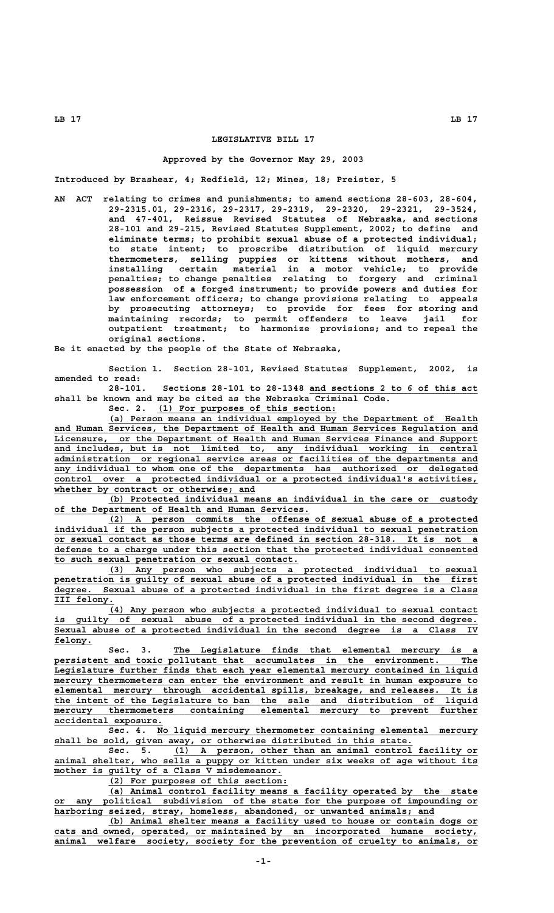# LEGISLATIVE BILL 17

Approved by the Governor May 29, 2003

Introduced by Brashear, 4; Redfield, 12; Mines, 18; Preister, 5

AN ACT relating to crimes and punishments; to amend sections 28-603, 28-604, 29-2315.01, 29-2316, 29-2317, 29-2319, 29-2320, 29-2321, 29-3524, and 47-401, Reissue Revised Statutes of Nebraska, and sections 28-101 and 29-215, Revised Statutes Supplement, 2002; to define and eliminate terms; to prohibit sexual abuse of a protected individual; to state intent; to proscribe distribution of liquid mercury thermometers, selling puppies or kittens without mothers, and installing certain material in a motor vehicle; to provide penalties; to change penalties relating to forgery and criminal possession of a forged instrument; to provide powers and duties for law enforcement officers; to change provisions relating to appeals by prosecuting attorneys; to provide for fees for storing and maintaining records; to permit offenders to leave jail for outpatient treatment; to harmonize provisions; and to repeal the original sections.

Be it enacted by the people of the State of Nebraska,

Section 1. Section 28-101, Revised Statutes Supplement, 2002, is amended to read:

28-101. Sections 28-101 to 28-1348 and sections 2 to 6 of this act shall be known and may be cited as the Nebraska Criminal Code.

Sec. 2. (1) For purposes of this section:

(a) Person means an individual employed by the Department of Health and Human Services, the Department of Health and Human Services Regulation and Licensure, or the Department of Health and Human Services Finance and Support and includes, but is not limited to, any individual working in central administration or regional service areas or facilities of the departments and any individual to whom one of the departments has authorized or delegated control over a protected individual or a protected individual's activities, whether by contract or otherwise; and

(b) Protected individual means an individual in the care or custody of the Department of Health and Human Services.

(2) A person commits the offense of sexual abuse of a protected individual if the person subjects a protected individual to sexual penetration or sexual contact as those terms are defined in section 28-318. It is not a defense to a charge under this section that the protected individual consented to such sexual penetration or sexual contact.

(3) Any person who subjects a protected individual to sexual penetration is guilty of sexual abuse of a protected individual in the first degree. Sexual abuse of a protected individual in the first degree is a Class III felony.

(4) Any person who subjects a protected individual to sexual contact is guilty of sexual abuse of a protected individual in the second degree. Sexual abuse of a protected individual in the second degree is a Class IV felony.

Sec. 3. The Legislature finds that elemental mercury is a persistent and toxic pollutant that accumulates in the environment. The Legislature further finds that each year elemental mercury contained in liquid mercury thermometers can enter the environment and result in human exposure to elemental mercury through accidental spills, breakage, and releases. It is the intent of the Legislature to ban the sale and distribution of liquid mercury thermometers containing elemental mercury to prevent further accidental exposure.

Sec. 4. No liquid mercury thermometer containing elemental mercury shall be sold, given away, or otherwise distributed in this state.

Sec. 5. (1) A person, other than an animal control facility or animal shelter, who sells a puppy or kitten under six weeks of age without its mother is guilty of a Class V misdemeanor.

(2) For purposes of this section:

(a) Animal control facility means a facility operated by the state or any political subdivision of the state for the purpose of impounding or harboring seized, stray, homeless, abandoned, or unwanted animals; and

(b) Animal shelter means a facility used to house or contain dogs or cats and owned, operated, or maintained by an incorporated humane society, animal welfare society, society for the prevention of cruelty to animals, or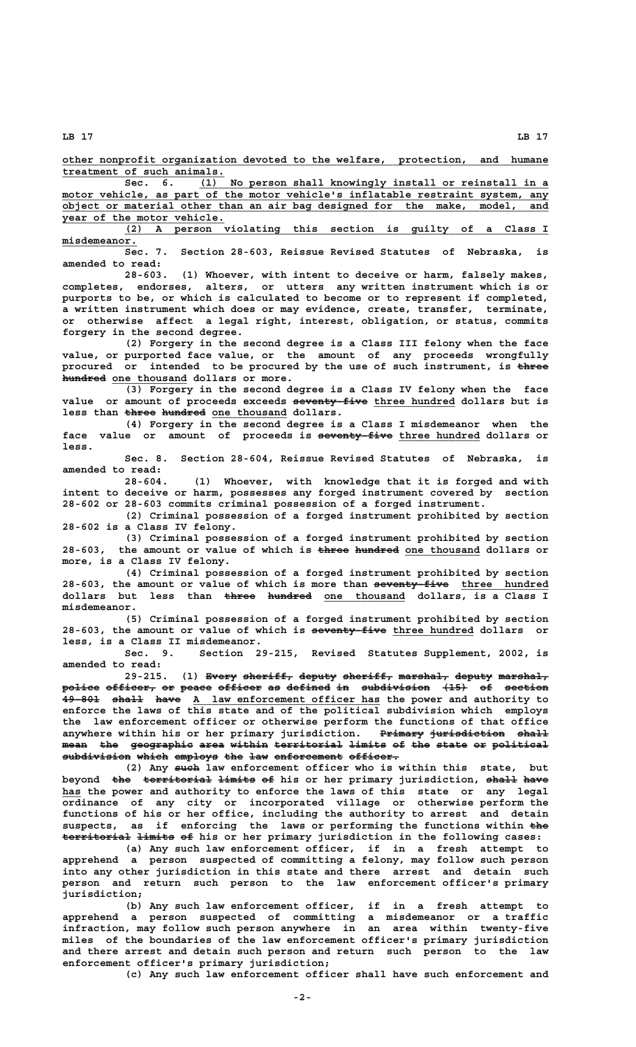other nonprofit organization devoted to the welfare, protection, and humane treatment of such animals.

Sec. 6. (1) No person shall knowingly install or reinstall in a motor vehicle, as part of the motor vehicle's inflatable restraint system, any object or material other than an air bag designed for the make, model, and year of the motor vehicle.

(2) A person violating this section is guilty of a Class I misdemeanor.

Sec. 7. Section 28-603, Reissue Revised Statutes of Nebraska, is amended to read:

28-603. (1) Whoever, with intent to deceive or harm, falsely makes, completes, endorses, alters, or utters any written instrument which is or purports to be, or which is calculated to become or to represent if completed, a written instrument which does or may evidence, create, transfer, terminate, or otherwise affect a legal right, interest, obligation, or status, commits forgery in the second degree.

(2) Forgery in the second degree is a Class III felony when the face value, or purported face value, or the amount of any proceeds wrongfully procured or intended to be procured by the use of such instrument, is ~~three hundred~~ one thousand dollars or more.

(3) Forgery in the second degree is a Class IV felony when the face value or amount of proceeds exceeds ~~seventy-five~~ three hundred dollars but is less than ~~three hundred~~ one thousand dollars.

(4) Forgery in the second degree is a Class I misdemeanor when the face value or amount of proceeds is ~~seventy-five~~ three hundred dollars or less.

Sec. 8. Section 28-604, Reissue Revised Statutes of Nebraska, is amended to read:

28-604. (1) Whoever, with knowledge that it is forged and with intent to deceive or harm, possesses any forged instrument covered by section 28-602 or 28-603 commits criminal possession of a forged instrument.

(2) Criminal possession of a forged instrument prohibited by section 28-602 is a Class IV felony.

(3) Criminal possession of a forged instrument prohibited by section 28-603, the amount or value of which is ~~three hundred~~ one thousand dollars or more, is a Class IV felony.

(4) Criminal possession of a forged instrument prohibited by section 28-603, the amount or value of which is more than ~~seventy-five~~ three hundred dollars but less than ~~three hundred~~ one thousand dollars, is a Class I misdemeanor.

(5) Criminal possession of a forged instrument prohibited by section 28-603, the amount or value of which is ~~seventy-five~~ three hundred dollars or less, is a Class II misdemeanor.

Sec. 9. Section 29-215, Revised Statutes Supplement, 2002, is amended to read:

29-215. (1) ~~Every sheriff, deputy sheriff, marshal, deputy marshal, police officer, or peace officer as defined in subdivision (15) of section 49-801 shall have~~ A law enforcement officer has the power and authority to enforce the laws of this state and of the political subdivision which employs the law enforcement officer or otherwise perform the functions of that office anywhere within his or her primary jurisdiction. ~~Primary jurisdiction shall mean the geographic area within territorial limits of the state or political subdivision which employs the law enforcement officer.~~

(2) Any ~~such~~ law enforcement officer who is within this state, but beyond ~~the territorial limits of~~ his or her primary jurisdiction, ~~shall have~~ has the power and authority to enforce the laws of this state or any legal ordinance of any city or incorporated village or otherwise perform the functions of his or her office, including the authority to arrest and detain suspects, as if enforcing the laws or performing the functions within ~~the territorial limits of~~ his or her primary jurisdiction in the following cases:

(a) Any such law enforcement officer, if in a fresh attempt to apprehend a person suspected of committing a felony, may follow such person into any other jurisdiction in this state and there arrest and detain such person and return such person to the law enforcement officer's primary jurisdiction;

(b) Any such law enforcement officer, if in a fresh attempt to apprehend a person suspected of committing a misdemeanor or a traffic infraction, may follow such person anywhere in an area within twenty-five miles of the boundaries of the law enforcement officer's primary jurisdiction and there arrest and detain such person and return such person to the law enforcement officer's primary jurisdiction;

(c) Any such law enforcement officer shall have such enforcement and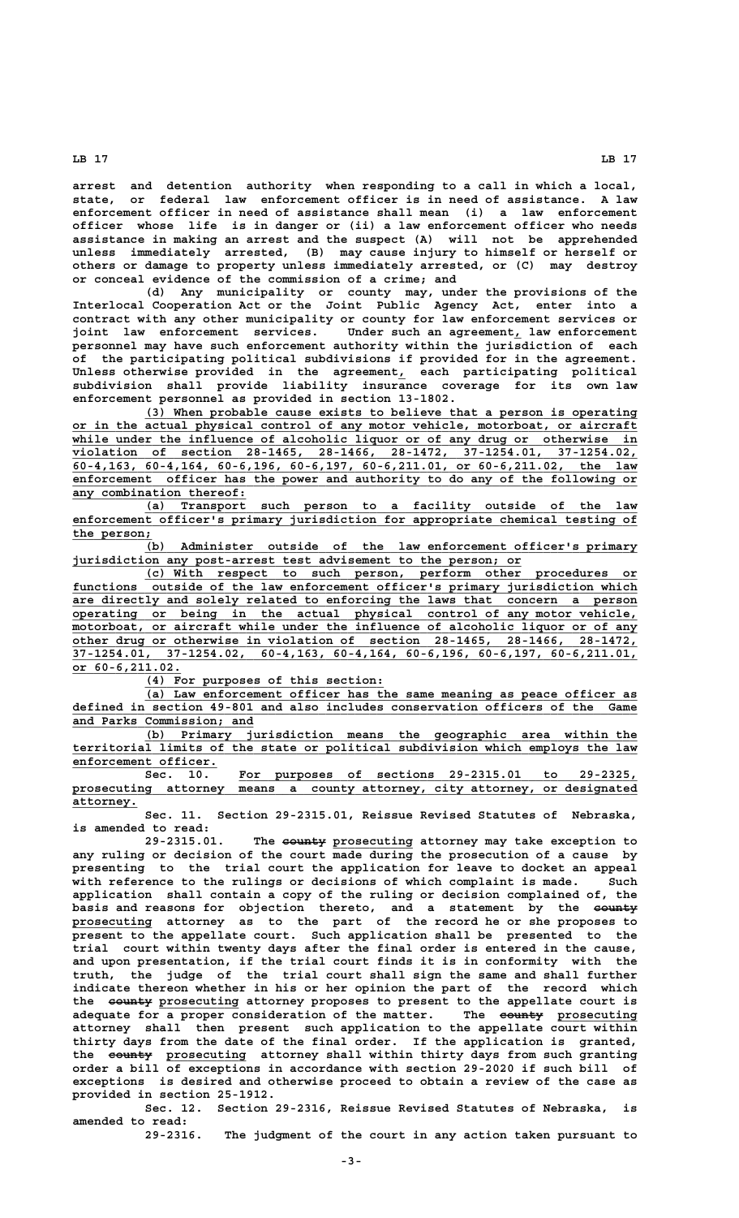arrest and detention authority when responding to a call in which a local, state, or federal law enforcement officer is in need of assistance. A law enforcement officer in need of assistance shall mean (i) a law enforcement officer whose life is in danger or (ii) a law enforcement officer who needs assistance in making an arrest and the suspect (A) will not be apprehended unless immediately arrested, (B) may cause injury to himself or herself or others or damage to property unless immediately arrested, or (C) may destroy or conceal evidence of the commission of a crime; and

(d) Any municipality or county may, under the provisions of the Interlocal Cooperation Act or the Joint Public Agency Act, enter into a contract with any other municipality or county for law enforcement services or joint law enforcement services. Under such an agreement, law enforcement personnel may have such enforcement authority within the jurisdiction of each of the participating political subdivisions if provided for in the agreement. Unless otherwise provided in the agreement, each participating political subdivision shall provide liability insurance coverage for its own law enforcement personnel as provided in section 13-1802.

(3) When probable cause exists to believe that a person is operating or in the actual physical control of any motor vehicle, motorboat, or aircraft while under the influence of alcoholic liquor or of any drug or otherwise in violation of section 28-1465, 28-1466, 28-1472, 37-1254.01, 37-1254.02, 60-4,163, 60-4,164, 60-6,196, 60-6,197, 60-6,211.01, or 60-6,211.02, the law enforcement officer has the power and authority to do any of the following or any combination thereof:

(a) Transport such person to a facility outside of the law enforcement officer's primary jurisdiction for appropriate chemical testing of the person;

(b) Administer outside of the law enforcement officer's primary jurisdiction any post-arrest test advisement to the person; or

(c) With respect to such person, perform other procedures or functions outside of the law enforcement officer's primary jurisdiction which are directly and solely related to enforcing the laws that concern a person operating or being in the actual physical control of any motor vehicle, motorboat, or aircraft while under the influence of alcoholic liquor or of any other drug or otherwise in violation of section 28-1465, 28-1466, 28-1472, 37-1254.01, 37-1254.02, 60-4,163, 60-4,164, 60-6,196, 60-6,197, 60-6,211.01, or 60-6,211.02.

(4) For purposes of this section:

(a) Law enforcement officer has the same meaning as peace officer as defined in section 49-801 and also includes conservation officers of the Game and Parks Commission; and

(b) Primary jurisdiction means the geographic area within the territorial limits of the state or political subdivision which employs the law enforcement officer.

Sec. 10. For purposes of sections 29-2315.01 to 29-2325, prosecuting attorney means a county attorney, city attorney, or designated attorney.

Sec. 11. Section 29-2315.01, Reissue Revised Statutes of Nebraska, is amended to read:

29-2315.01. The ~~county~~ prosecuting attorney may take exception to any ruling or decision of the court made during the prosecution of a cause by presenting to the trial court the application for leave to docket an appeal with reference to the rulings or decisions of which complaint is made. Such application shall contain a copy of the ruling or decision complained of, the basis and reasons for objection thereto, and a statement by the ~~county~~ prosecuting attorney as to the part of the record he or she proposes to present to the appellate court. Such application shall be presented to the trial court within twenty days after the final order is entered in the cause, and upon presentation, if the trial court finds it is in conformity with the truth, the judge of the trial court shall sign the same and shall further indicate thereon whether in his or her opinion the part of the record which the ~~county~~ prosecuting attorney proposes to present to the appellate court is adequate for a proper consideration of the matter. The ~~county~~ prosecuting attorney shall then present such application to the appellate court within thirty days from the date of the final order. If the application is granted, the ~~county~~ prosecuting attorney shall within thirty days from such granting order a bill of exceptions in accordance with section 29-2020 if such bill of exceptions is desired and otherwise proceed to obtain a review of the case as provided in section 25-1912.

Sec. 12. Section 29-2316, Reissue Revised Statutes of Nebraska, is amended to read:

29-2316. The judgment of the court in any action taken pursuant to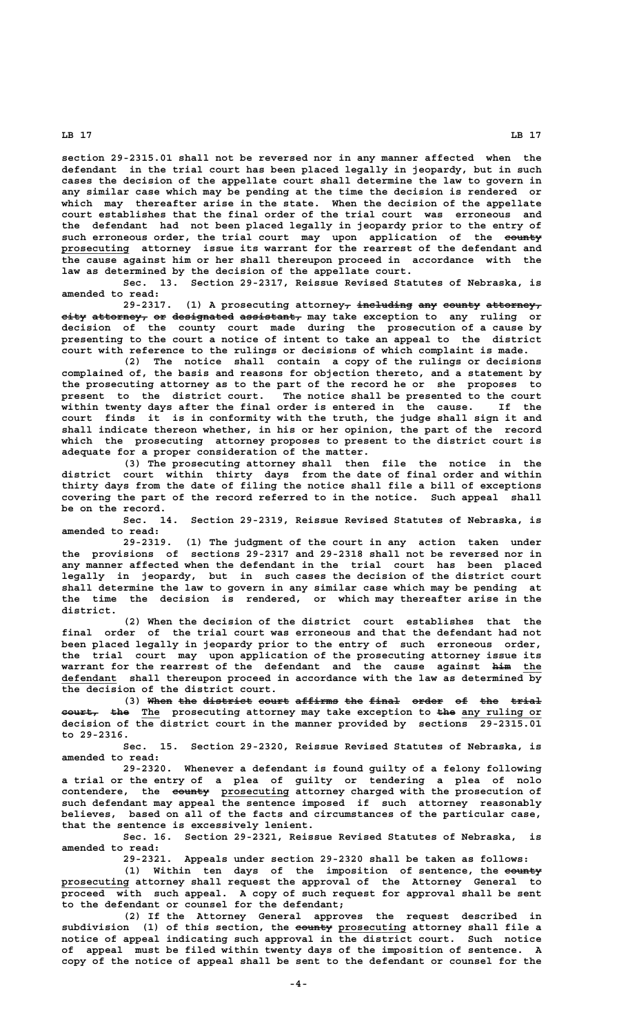section 29-2315.01 shall not be reversed nor in any manner affected when the defendant in the trial court has been placed legally in jeopardy, but in such cases the decision of the appellate court shall determine the law to govern in any similar case which may be pending at the time the decision is rendered or which may thereafter arise in the state. When the decision of the appellate court establishes that the final order of the trial court was erroneous and the defendant had not been placed legally in jeopardy prior to the entry of such erroneous order, the trial court may upon application of the ~~county~~ prosecuting attorney issue its warrant for the rearrest of the defendant and the cause against him or her shall thereupon proceed in accordance with the law as determined by the decision of the appellate court.

Sec. 13. Section 29-2317, Reissue Revised Statutes of Nebraska, is amended to read:

29-2317. (1) A prosecuting attorney~~, including any county attorney, city attorney, or designated assistant,~~ may take exception to any ruling or decision of the county court made during the prosecution of a cause by presenting to the court a notice of intent to take an appeal to the district court with reference to the rulings or decisions of which complaint is made.

(2) The notice shall contain a copy of the rulings or decisions complained of, the basis and reasons for objection thereto, and a statement by the prosecuting attorney as to the part of the record he or she proposes to present to the district court. The notice shall be presented to the court within twenty days after the final order is entered in the cause. If the court finds it is in conformity with the truth, the judge shall sign it and shall indicate thereon whether, in his or her opinion, the part of the record which the prosecuting attorney proposes to present to the district court is adequate for a proper consideration of the matter.

(3) The prosecuting attorney shall then file the notice in the district court within thirty days from the date of final order and within thirty days from the date of filing the notice shall file a bill of exceptions covering the part of the record referred to in the notice. Such appeal shall be on the record.

Sec. 14. Section 29-2319, Reissue Revised Statutes of Nebraska, is amended to read:

29-2319. (1) The judgment of the court in any action taken under the provisions of sections 29-2317 and 29-2318 shall not be reversed nor in any manner affected when the defendant in the trial court has been placed legally in jeopardy, but in such cases the decision of the district court shall determine the law to govern in any similar case which may be pending at the time the decision is rendered, or which may thereafter arise in the district.

(2) When the decision of the district court establishes that the final order of the trial court was erroneous and that the defendant had not been placed legally in jeopardy prior to the entry of such erroneous order, the trial court may upon application of the prosecuting attorney issue its warrant for the rearrest of the defendant and the cause against ~~him~~ the defendant shall thereupon proceed in accordance with the law as determined by the decision of the district court.

(3) ~~When the district court affirms the final order of the trial court, the~~ The prosecuting attorney may take exception to ~~the~~ any ruling or decision of the district court in the manner provided by sections 29-2315.01 to 29-2316.

Sec. 15. Section 29-2320, Reissue Revised Statutes of Nebraska, is amended to read:

29-2320. Whenever a defendant is found guilty of a felony following a trial or the entry of a plea of guilty or tendering a plea of nolo contendere, the ~~county~~ prosecuting attorney charged with the prosecution of such defendant may appeal the sentence imposed if such attorney reasonably believes, based on all of the facts and circumstances of the particular case, that the sentence is excessively lenient.

Sec. 16. Section 29-2321, Reissue Revised Statutes of Nebraska, is amended to read:

29-2321. Appeals under section 29-2320 shall be taken as follows:

(1) Within ten days of the imposition of sentence, the ~~county~~ prosecuting attorney shall request the approval of the Attorney General to proceed with such appeal. A copy of such request for approval shall be sent to the defendant or counsel for the defendant;

(2) If the Attorney General approves the request described in subdivision (1) of this section, the ~~county~~ prosecuting attorney shall file a notice of appeal indicating such approval in the district court. Such notice of appeal must be filed within twenty days of the imposition of sentence. A copy of the notice of appeal shall be sent to the defendant or counsel for the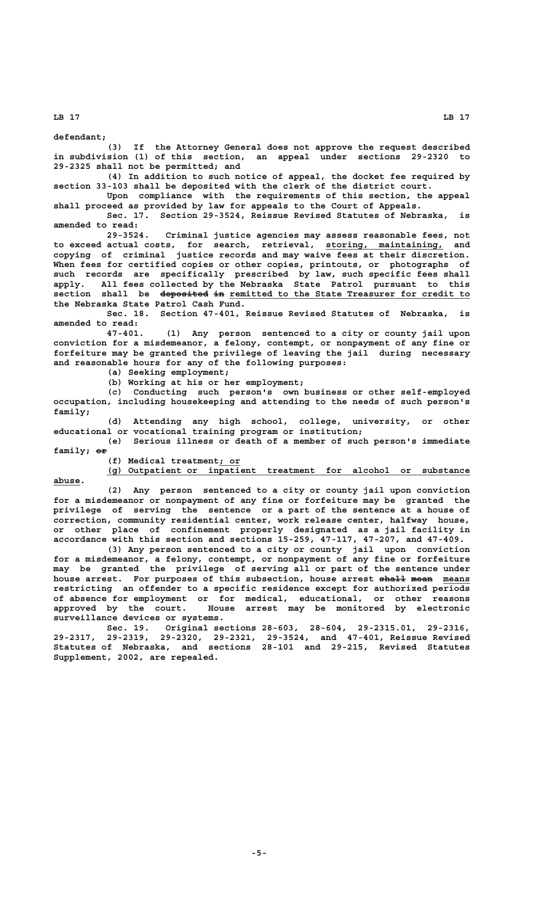defendant;

(3) If the Attorney General does not approve the request described in subdivision (1) of this section, an appeal under sections 29-2320 to 29-2325 shall not be permitted; and

(4) In addition to such notice of appeal, the docket fee required by section 33-103 shall be deposited with the clerk of the district court.

Upon compliance with the requirements of this section, the appeal shall proceed as provided by law for appeals to the Court of Appeals.

Sec. 17. Section 29-3524, Reissue Revised Statutes of Nebraska, is amended to read:

29-3524. Criminal justice agencies may assess reasonable fees, not to exceed actual costs, for search, retrieval, storing, maintaining, and copying of criminal justice records and may waive fees at their discretion. When fees for certified copies or other copies, printouts, or photographs of such records are specifically prescribed by law, such specific fees shall apply. All fees collected by the Nebraska State Patrol pursuant to this section shall be ~~deposited in~~ remitted to the State Treasurer for credit to the Nebraska State Patrol Cash Fund.

Sec. 18. Section 47-401, Reissue Revised Statutes of Nebraska, is amended to read:

47-401. (1) Any person sentenced to a city or county jail upon conviction for a misdemeanor, a felony, contempt, or nonpayment of any fine or forfeiture may be granted the privilege of leaving the jail during necessary and reasonable hours for any of the following purposes:

(a) Seeking employment;

(b) Working at his or her employment;

(c) Conducting such person's own business or other self-employed occupation, including housekeeping and attending to the needs of such person's family;

(d) Attending any high school, college, university, or other educational or vocational training program or institution;

(e) Serious illness or death of a member of such person's immediate family; ~~or~~

(f) Medical treatment; or

(g) Outpatient or inpatient treatment for alcohol or substance abuse.

(2) Any person sentenced to a city or county jail upon conviction for a misdemeanor or nonpayment of any fine or forfeiture may be granted the privilege of serving the sentence or a part of the sentence at a house of correction, community residential center, work release center, halfway house, or other place of confinement properly designated as a jail facility in accordance with this section and sections 15-259, 47-117, 47-207, and 47-409.

(3) Any person sentenced to a city or county jail upon conviction for a misdemeanor, a felony, contempt, or nonpayment of any fine or forfeiture may be granted the privilege of serving all or part of the sentence under house arrest. For purposes of this subsection, house arrest ~~shall mean~~ means restricting an offender to a specific residence except for authorized periods of absence for employment or for medical, educational, or other reasons approved by the court. House arrest may be monitored by electronic surveillance devices or systems.

Sec. 19. Original sections 28-603, 28-604, 29-2315.01, 29-2316, 29-2317, 29-2319, 29-2320, 29-2321, 29-3524, and 47-401, Reissue Revised Statutes of Nebraska, and sections 28-101 and 29-215, Revised Statutes Supplement, 2002, are repealed.